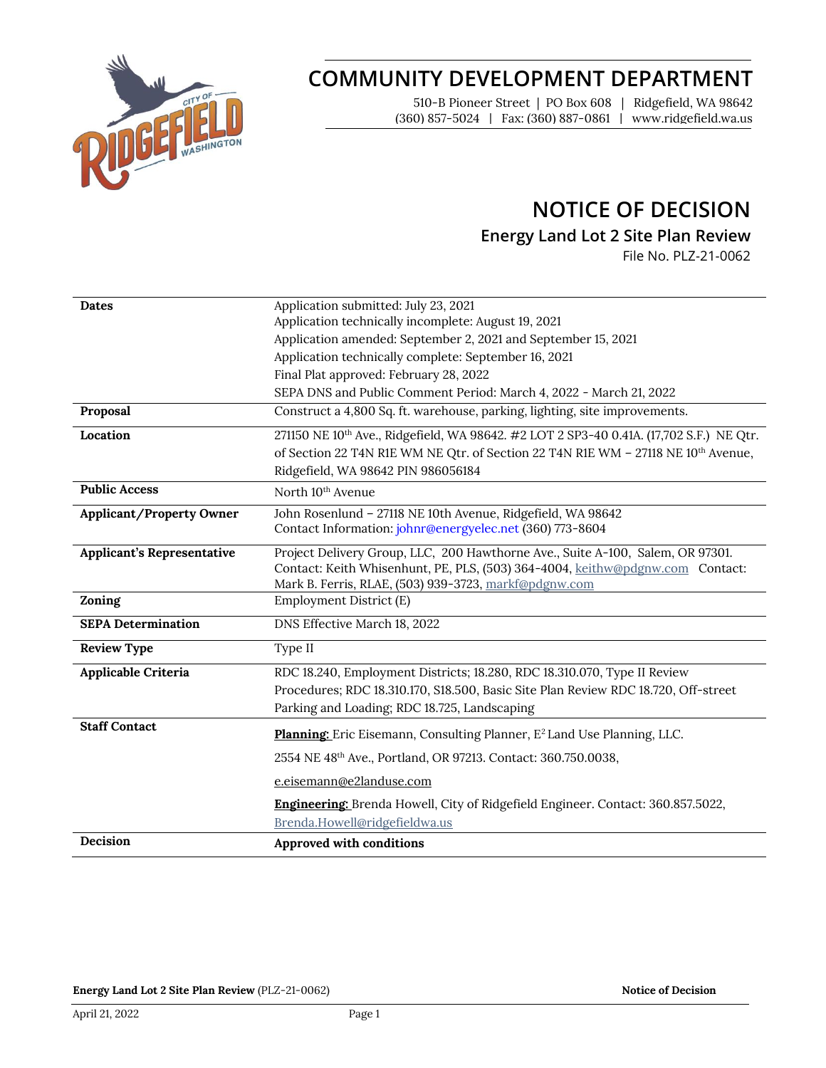# COMMUNITY DEVELOPMENT DEPARTMENT

510-B Pioneer Street | PO Box 608 | Ridgefield, WA 98642
(360) 857-5024 | Fax: (360) 887-0861 | www.ridgefield.wa.us

# NOTICE OF DECISION

## Energy Land Lot 2 Site Plan Review

File No. PLZ-21-0062

| | |
|---|---|
| **Dates** | Application submitted: July 23, 2021<br>Application technically incomplete: August 19, 2021<br>Application amended: September 2, 2021 and September 15, 2021<br>Application technically complete: September 16, 2021<br>Final Plat approved: February 28, 2022<br>SEPA DNS and Public Comment Period: March 4, 2022 - March 21, 2022 |
| **Proposal** | Construct a 4,800 Sq. ft. warehouse, parking, lighting, site improvements. |
| **Location** | 271150 NE 10th Ave., Ridgefield, WA 98642. #2 LOT 2 SP3-40 0.41A. (17,702 S.F.) NE Qtr. of Section 22 T4N R1E WM NE Qtr. of Section 22 T4N R1E WM – 27118 NE 10th Avenue, Ridgefield, WA 98642 PIN 986056184 |
| **Public Access** | North 10th Avenue |
| **Applicant/Property Owner** | John Rosenlund – 27118 NE 10th Avenue, Ridgefield, WA 98642<br>Contact Information: johnr@energyelec.net (360) 773-8604 |
| **Applicant's Representative** | Project Delivery Group, LLC, 200 Hawthorne Ave., Suite A-100, Salem, OR 97301. Contact: Keith Whisenhunt, PE, PLS, (503) 364-4004, keithw@pdgnw.com Contact: Mark B. Ferris, RLAE, (503) 939-3723, markf@pdgnw.com |
| **Zoning** | Employment District (E) |
| **SEPA Determination** | DNS Effective March 18, 2022 |
| **Review Type** | Type II |
| **Applicable Criteria** | RDC 18.240, Employment Districts; 18.280, RDC 18.310.070, Type II Review Procedures; RDC 18.310.170, S18.500, Basic Site Plan Review RDC 18.720, Off-street Parking and Loading; RDC 18.725, Landscaping |
| **Staff Contact** | **Planning:** Eric Eisemann, Consulting Planner, E[2] Land Use Planning, LLC.<br>2554 NE 48th Ave., Portland, OR 97213. Contact: 360.750.0038,<br>e.eisemann@e2landuse.com<br>**Engineering:** Brenda Howell, City of Ridgefield Engineer. Contact: 360.857.5022, Brenda.Howell@ridgefieldwa.us |
| **Decision** | **Approved with conditions** |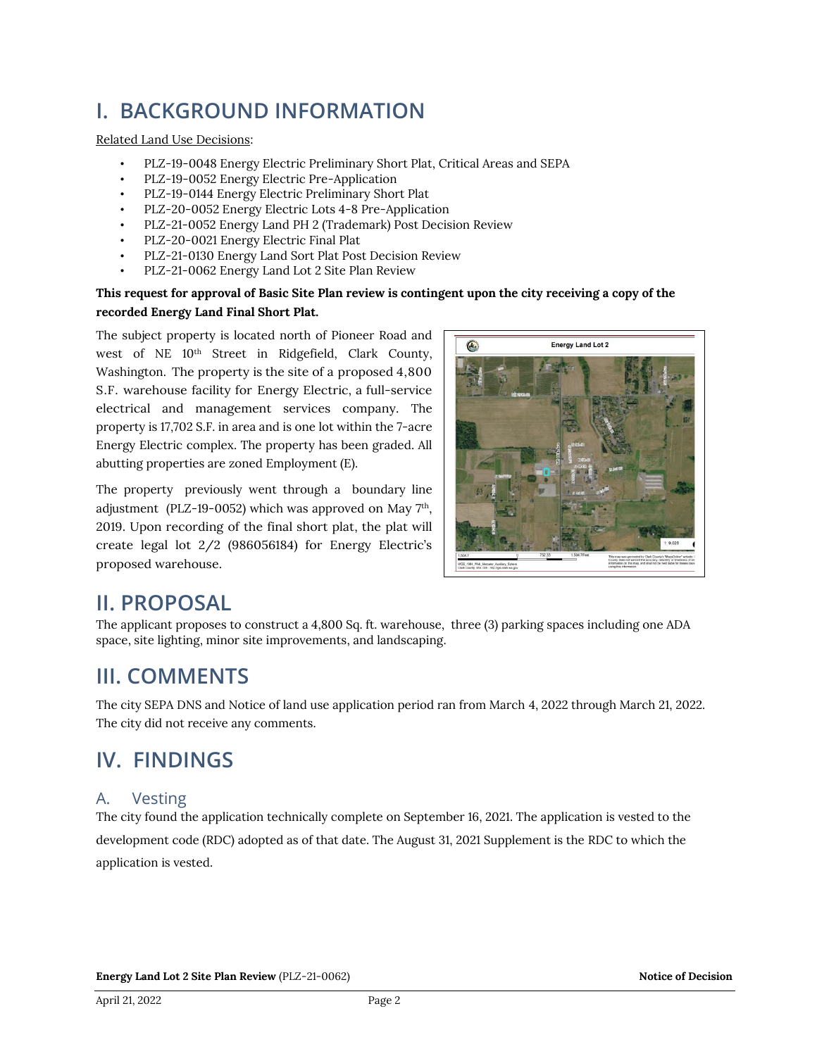# I. BACKGROUND INFORMATION

Related Land Use Decisions:

- PLZ-19-0048 Energy Electric Preliminary Short Plat, Critical Areas and SEPA
- PLZ-19-0052 Energy Electric Pre-Application
- PLZ-19-0144 Energy Electric Preliminary Short Plat
- PLZ-20-0052 Energy Electric Lots 4-8 Pre-Application
- PLZ-21-0052 Energy Land PH 2 (Trademark) Post Decision Review
- PLZ-20-0021 Energy Electric Final Plat
- PLZ-21-0130 Energy Land Sort Plat Post Decision Review
- PLZ-21-0062 Energy Land Lot 2 Site Plan Review

**This request for approval of Basic Site Plan review is contingent upon the city receiving a copy of the recorded Energy Land Final Short Plat.**

The subject property is located north of Pioneer Road and west of NE 10th Street in Ridgefield, Clark County, Washington. The property is the site of a proposed 4,800 S.F. warehouse facility for Energy Electric, a full-service electrical and management services company. The property is 17,702 S.F. in area and is one lot within the 7-acre Energy Electric complex. The property has been graded. All abutting properties are zoned Employment (E).

The property previously went through a boundary line adjustment (PLZ-19-0052) which was approved on May 7th, 2019. Upon recording of the final short plat, the plat will create legal lot 2/2 (986056184) for Energy Electric's proposed warehouse.

# II. PROPOSAL

The applicant proposes to construct a 4,800 Sq. ft. warehouse, three (3) parking spaces including one ADA space, site lighting, minor site improvements, and landscaping.

# III. COMMENTS

The city SEPA DNS and Notice of land use application period ran from March 4, 2022 through March 21, 2022. The city did not receive any comments.

# IV. FINDINGS

## A. Vesting

The city found the application technically complete on September 16, 2021. The application is vested to the development code (RDC) adopted as of that date. The August 31, 2021 Supplement is the RDC to which the application is vested.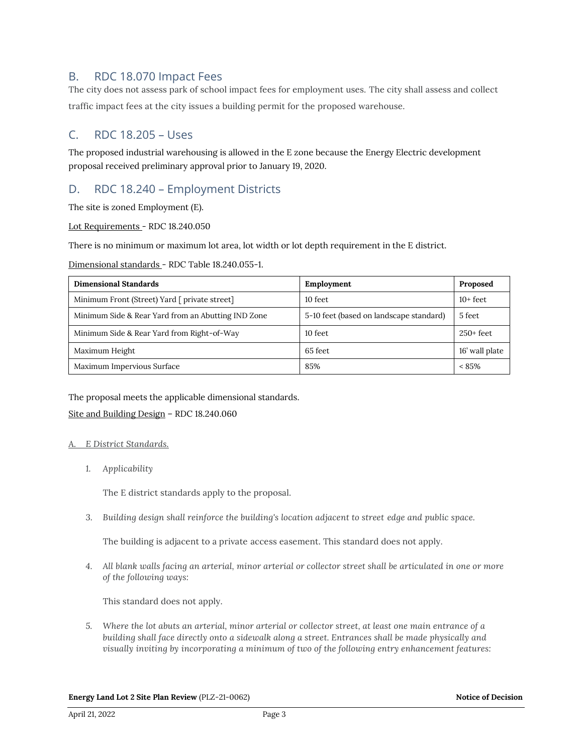## B. RDC 18.070 Impact Fees

The city does not assess park of school impact fees for employment uses. The city shall assess and collect traffic impact fees at the city issues a building permit for the proposed warehouse.

## C. RDC 18.205 – Uses

The proposed industrial warehousing is allowed in the E zone because the Energy Electric development proposal received preliminary approval prior to January 19, 2020.

## D. RDC 18.240 – Employment Districts

The site is zoned Employment (E).

Lot Requirements - RDC 18.240.050

There is no minimum or maximum lot area, lot width or lot depth requirement in the E district.

Dimensional standards - RDC Table 18.240.055-1.

| **Dimensional Standards** | **Employment** | **Proposed** |
|---|---|---|
| Minimum Front (Street) Yard [ private street] | 10 feet | 10+ feet |
| Minimum Side & Rear Yard from an Abutting IND Zone | 5-10 feet (based on landscape standard) | 5 feet |
| Minimum Side & Rear Yard from Right-of-Way | 10 feet | 250+ feet |
| Maximum Height | 65 feet | 16' wall plate |
| Maximum Impervious Surface | 85% | < 85% |

The proposal meets the applicable dimensional standards.

Site and Building Design – RDC 18.240.060

*A. E District Standards.*

1. *Applicability*

   The E district standards apply to the proposal.

3. *Building design shall reinforce the building's location adjacent to street edge and public space.*

   The building is adjacent to a private access easement. This standard does not apply.

4. *All blank walls facing an arterial, minor arterial or collector street shall be articulated in one or more of the following ways:*

   This standard does not apply.

5. *Where the lot abuts an arterial, minor arterial or collector street, at least one main entrance of a building shall face directly onto a sidewalk along a street. Entrances shall be made physically and visually inviting by incorporating a minimum of two of the following entry enhancement features:*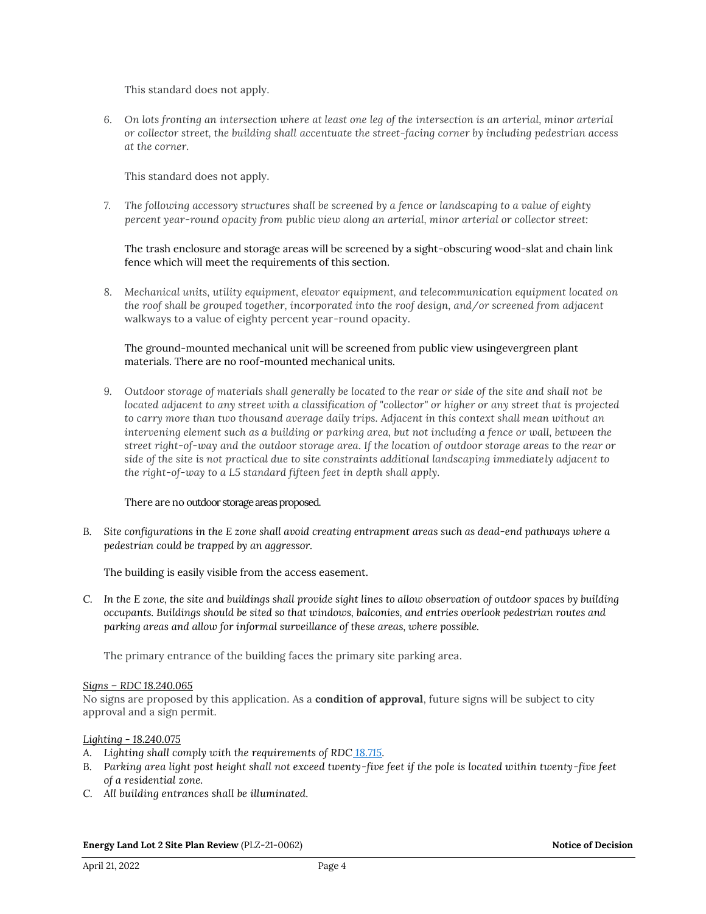This standard does not apply.

6. *On lots fronting an intersection where at least one leg of the intersection is an arterial, minor arterial or collector street, the building shall accentuate the street-facing corner by including pedestrian access at the corner.*

   This standard does not apply.

7. *The following accessory structures shall be screened by a fence or landscaping to a value of eighty percent year-round opacity from public view along an arterial, minor arterial or collector street:*

   The trash enclosure and storage areas will be screened by a sight-obscuring wood-slat and chain link fence which will meet the requirements of this section.

8. *Mechanical units, utility equipment, elevator equipment, and telecommunication equipment located on the roof shall be grouped together, incorporated into the roof design, and/or screened from adjacent* walkways to a value of eighty percent year-round opacity.

   The ground-mounted mechanical unit will be screened from public view usingevergreen plant materials. There are no roof-mounted mechanical units.

9. *Outdoor storage of materials shall generally be located to the rear or side of the site and shall not be located adjacent to any street with a classification of "collector" or higher or any street that is projected to carry more than two thousand average daily trips. Adjacent in this context shall mean without an intervening element such as a building or parking area, but not including a fence or wall, between the street right-of-way and the outdoor storage area. If the location of outdoor storage areas to the rear or side of the site is not practical due to site constraints additional landscaping immediately adjacent to the right-of-way to a L5 standard fifteen feet in depth shall apply.*

   There are no outdoor storage areas proposed.

B. *Site configurations in the E zone shall avoid creating entrapment areas such as dead-end pathways where a pedestrian could be trapped by an aggressor.*

   The building is easily visible from the access easement.

C. *In the E zone, the site and buildings shall provide sight lines to allow observation of outdoor spaces by building occupants. Buildings should be sited so that windows, balconies, and entries overlook pedestrian routes and parking areas and allow for informal surveillance of these areas, where possible.*

   The primary entrance of the building faces the primary site parking area.

<u>*Signs – RDC 18.240.065*</u>

No signs are proposed by this application. As a **condition of approval**, future signs will be subject to city approval and a sign permit.

<u>*Lighting - 18.240.075*</u>

A. *Lighting shall comply with the requirements of RDC 18.715.*
B. *Parking area light post height shall not exceed twenty-five feet if the pole is located within twenty-five feet of a residential zone.*
C. *All building entrances shall be illuminated.*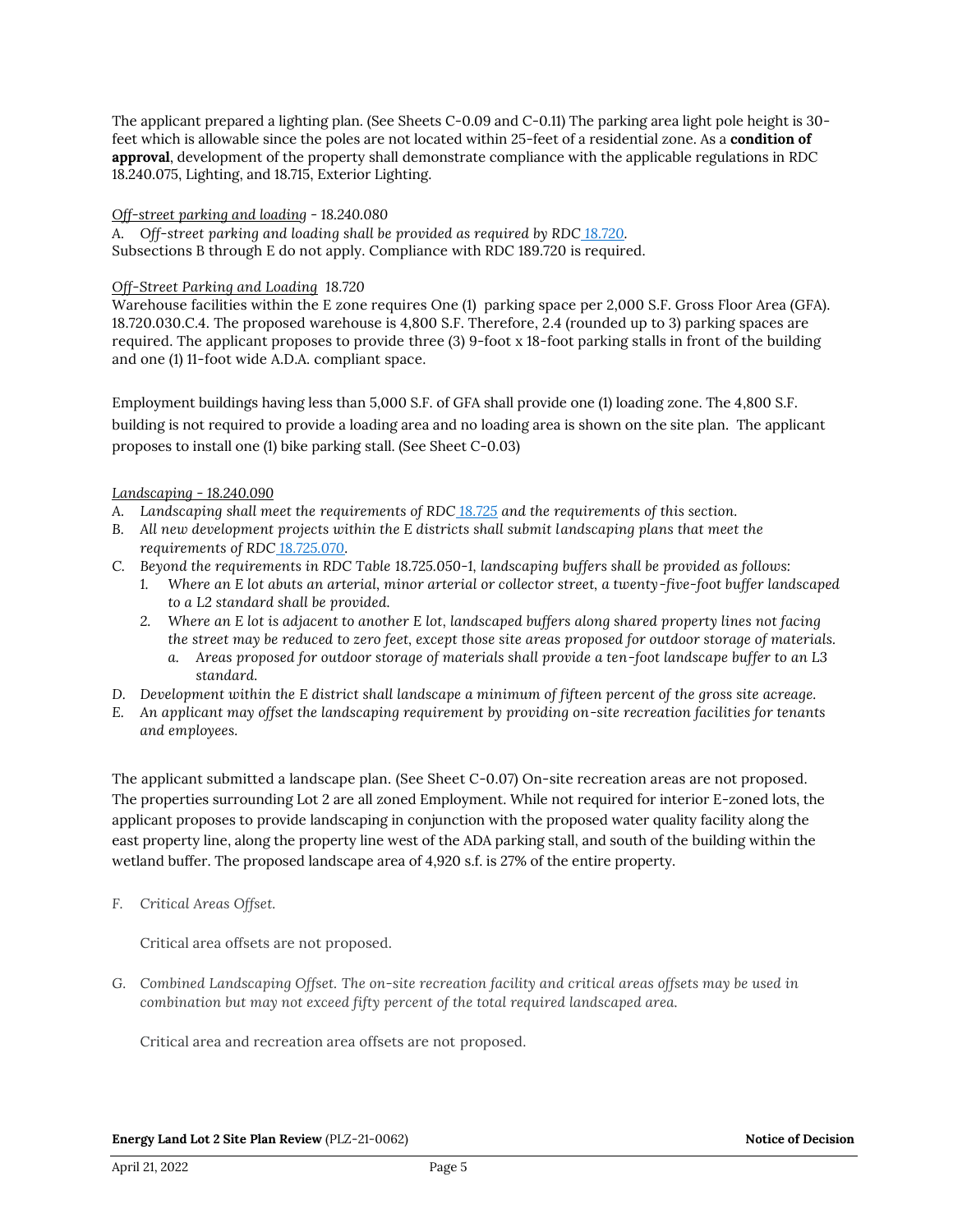The applicant prepared a lighting plan. (See Sheets C-0.09 and C-0.11) The parking area light pole height is 30-feet which is allowable since the poles are not located within 25-feet of a residential zone. As a **condition of approval**, development of the property shall demonstrate compliance with the applicable regulations in RDC 18.240.075, Lighting, and 18.715, Exterior Lighting.

Off-street parking and loading - 18.240.080

A. *Off-street parking and loading shall be provided as required by RDC 18.720.*

Subsections B through E do not apply. Compliance with RDC 189.720 is required.

Off-Street Parking and Loading 18.720

Warehouse facilities within the E zone requires One (1) parking space per 2,000 S.F. Gross Floor Area (GFA). 18.720.030.C.4. The proposed warehouse is 4,800 S.F. Therefore, 2.4 (rounded up to 3) parking spaces are required. The applicant proposes to provide three (3) 9-foot x 18-foot parking stalls in front of the building and one (1) 11-foot wide A.D.A. compliant space.

Employment buildings having less than 5,000 S.F. of GFA shall provide one (1) loading zone. The 4,800 S.F. building is not required to provide a loading area and no loading area is shown on the site plan. The applicant proposes to install one (1) bike parking stall. (See Sheet C-0.03)

Landscaping - 18.240.090

A. *Landscaping shall meet the requirements of RDC 18.725 and the requirements of this section.*
B. *All new development projects within the E districts shall submit landscaping plans that meet the requirements of RDC 18.725.070.*
C. *Beyond the requirements in RDC Table 18.725.050-1, landscaping buffers shall be provided as follows:*
   1. *Where an E lot abuts an arterial, minor arterial or collector street, a twenty-five-foot buffer landscaped to a L2 standard shall be provided.*
   2. *Where an E lot is adjacent to another E lot, landscaped buffers along shared property lines not facing the street may be reduced to zero feet, except those site areas proposed for outdoor storage of materials.*
      a. *Areas proposed for outdoor storage of materials shall provide a ten-foot landscape buffer to an L3 standard.*
D. *Development within the E district shall landscape a minimum of fifteen percent of the gross site acreage.*
E. *An applicant may offset the landscaping requirement by providing on-site recreation facilities for tenants and employees.*

The applicant submitted a landscape plan. (See Sheet C-0.07) On-site recreation areas are not proposed. The properties surrounding Lot 2 are all zoned Employment. While not required for interior E-zoned lots, the applicant proposes to provide landscaping in conjunction with the proposed water quality facility along the east property line, along the property line west of the ADA parking stall, and south of the building within the wetland buffer. The proposed landscape area of 4,920 s.f. is 27% of the entire property.

F. *Critical Areas Offset.*

   Critical area offsets are not proposed.

G. *Combined Landscaping Offset. The on-site recreation facility and critical areas offsets may be used in combination but may not exceed fifty percent of the total required landscaped area.*

   Critical area and recreation area offsets are not proposed.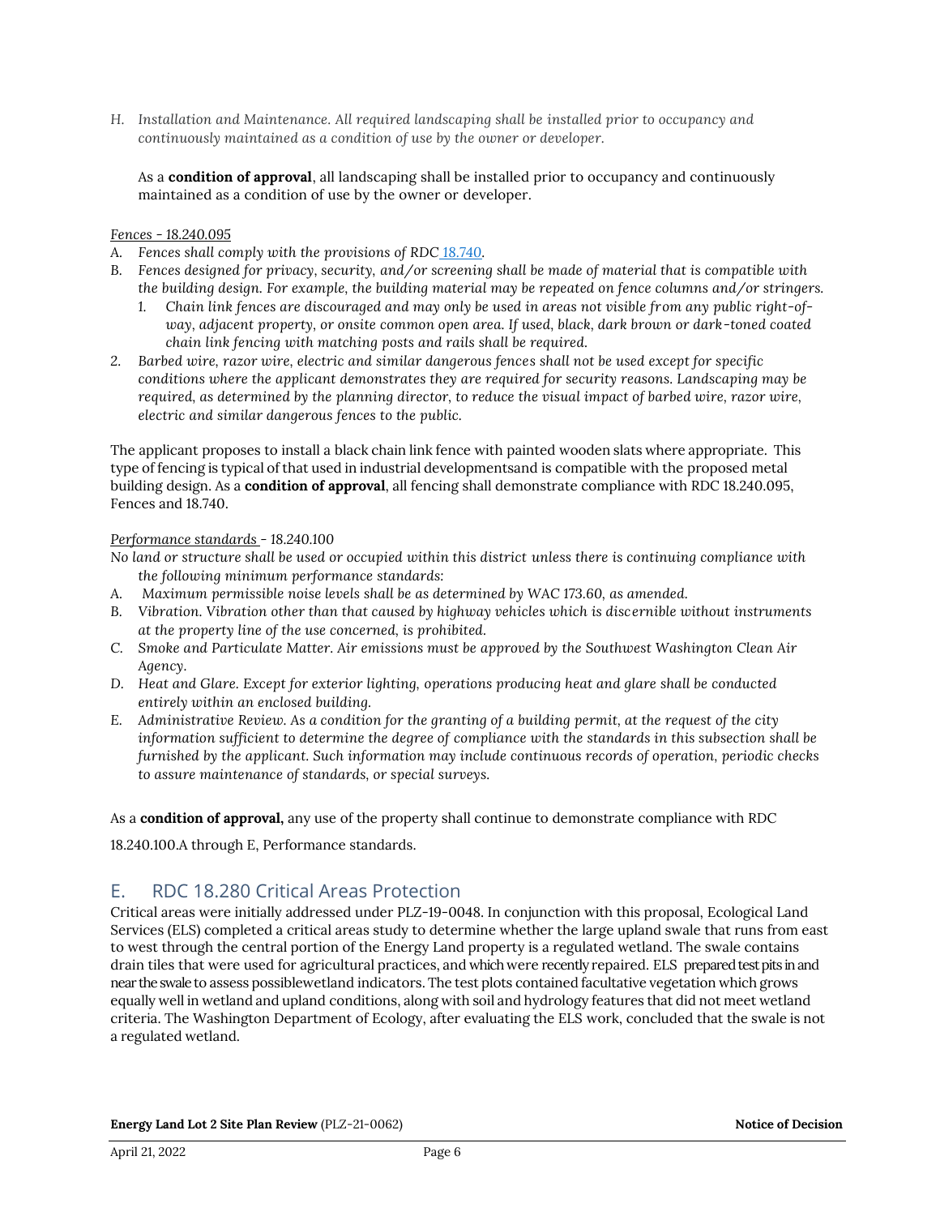*H. Installation and Maintenance. All required landscaping shall be installed prior to occupancy and continuously maintained as a condition of use by the owner or developer.*

As a **condition of approval**, all landscaping shall be installed prior to occupancy and continuously maintained as a condition of use by the owner or developer.

*Fences - 18.240.095*

*A. Fences shall comply with the provisions of RDC 18.740.*

*B. Fences designed for privacy, security, and/or screening shall be made of material that is compatible with the building design. For example, the building material may be repeated on fence columns and/or stringers.*

*1. Chain link fences are discouraged and may only be used in areas not visible from any public right-of-way, adjacent property, or onsite common open area. If used, black, dark brown or dark-toned coated chain link fencing with matching posts and rails shall be required.*

*2. Barbed wire, razor wire, electric and similar dangerous fences shall not be used except for specific conditions where the applicant demonstrates they are required for security reasons. Landscaping may be required, as determined by the planning director, to reduce the visual impact of barbed wire, razor wire, electric and similar dangerous fences to the public.*

The applicant proposes to install a black chain link fence with painted wooden slats where appropriate. This type of fencing is typical of that used in industrial developmentsand is compatible with the proposed metal building design. As a **condition of approval**, all fencing shall demonstrate compliance with RDC 18.240.095, Fences and 18.740.

*Performance standards* - 18.240.100

*No land or structure shall be used or occupied within this district unless there is continuing compliance with the following minimum performance standards:*

*A. Maximum permissible noise levels shall be as determined by WAC 173.60, as amended.*

*B. Vibration. Vibration other than that caused by highway vehicles which is discernible without instruments at the property line of the use concerned, is prohibited.*

*C. Smoke and Particulate Matter. Air emissions must be approved by the Southwest Washington Clean Air Agency.*

*D. Heat and Glare. Except for exterior lighting, operations producing heat and glare shall be conducted entirely within an enclosed building.*

*E. Administrative Review. As a condition for the granting of a building permit, at the request of the city information sufficient to determine the degree of compliance with the standards in this subsection shall be furnished by the applicant. Such information may include continuous records of operation, periodic checks to assure maintenance of standards, or special surveys.*

As a **condition of approval,** any use of the property shall continue to demonstrate compliance with RDC 18.240.100.A through E, Performance standards.

## E. RDC 18.280 Critical Areas Protection

Critical areas were initially addressed under PLZ-19-0048. In conjunction with this proposal, Ecological Land Services (ELS) completed a critical areas study to determine whether the large upland swale that runs from east to west through the central portion of the Energy Land property is a regulated wetland. The swale contains drain tiles that were used for agricultural practices, and which were recently repaired. ELS prepared test pits in and near the swale to assess possiblewetland indicators. The test plots contained facultative vegetation which grows equally well in wetland and upland conditions, along with soil and hydrology features that did not meet wetland criteria. The Washington Department of Ecology, after evaluating the ELS work, concluded that the swale is not a regulated wetland.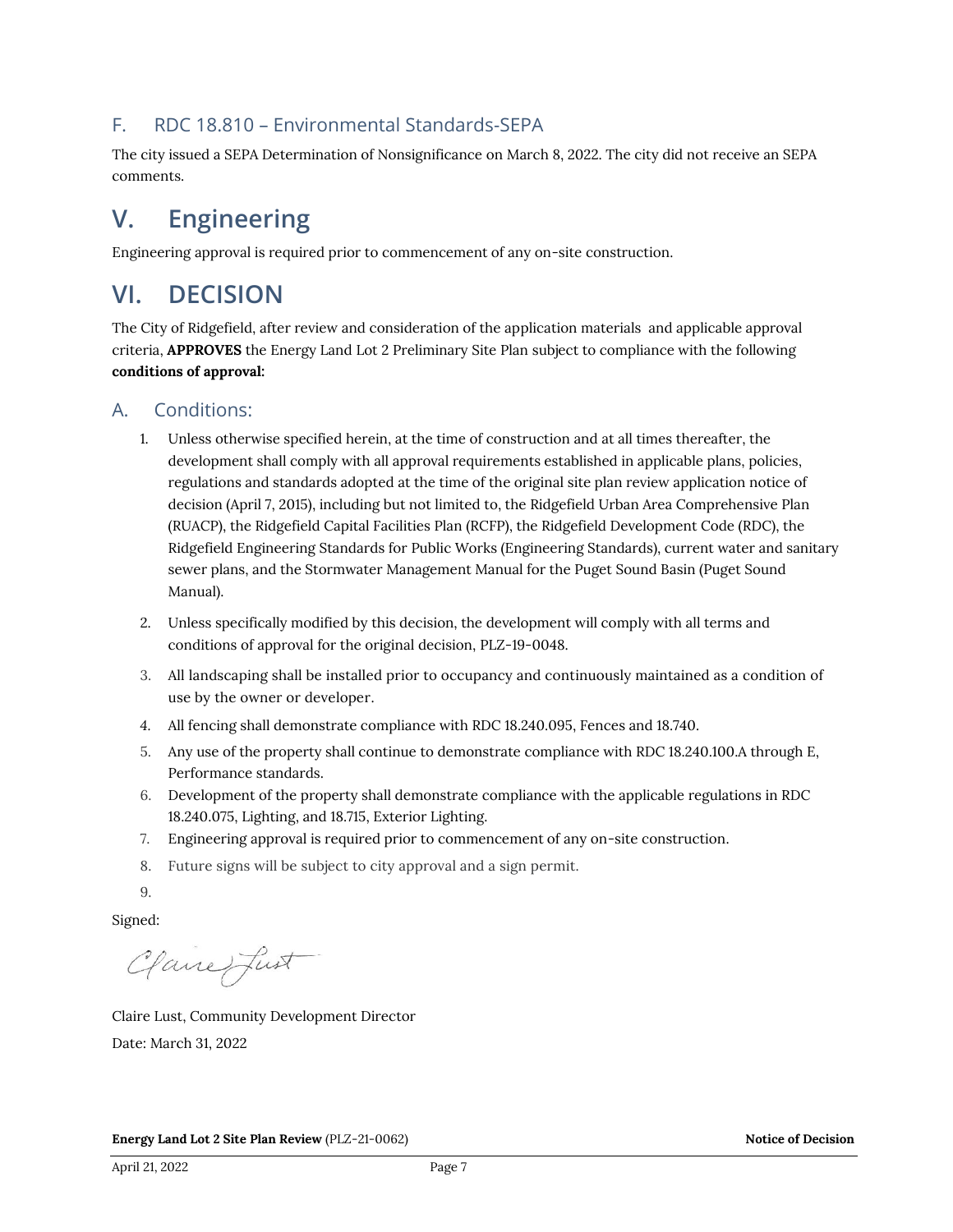### F. RDC 18.810 – Environmental Standards-SEPA

The city issued a SEPA Determination of Nonsignificance on March 8, 2022. The city did not receive an SEPA comments.

## V. Engineering

Engineering approval is required prior to commencement of any on-site construction.

## VI. DECISION

The City of Ridgefield, after review and consideration of the application materials and applicable approval criteria, **APPROVES** the Energy Land Lot 2 Preliminary Site Plan subject to compliance with the following **conditions of approval:**

### A. Conditions:

1. Unless otherwise specified herein, at the time of construction and at all times thereafter, the development shall comply with all approval requirements established in applicable plans, policies, regulations and standards adopted at the time of the original site plan review application notice of decision (April 7, 2015), including but not limited to, the Ridgefield Urban Area Comprehensive Plan (RUACP), the Ridgefield Capital Facilities Plan (RCFP), the Ridgefield Development Code (RDC), the Ridgefield Engineering Standards for Public Works (Engineering Standards), current water and sanitary sewer plans, and the Stormwater Management Manual for the Puget Sound Basin (Puget Sound Manual).
2. Unless specifically modified by this decision, the development will comply with all terms and conditions of approval for the original decision, PLZ-19-0048.
3. All landscaping shall be installed prior to occupancy and continuously maintained as a condition of use by the owner or developer.
4. All fencing shall demonstrate compliance with RDC 18.240.095, Fences and 18.740.
5. Any use of the property shall continue to demonstrate compliance with RDC 18.240.100.A through E, Performance standards.
6. Development of the property shall demonstrate compliance with the applicable regulations in RDC 18.240.075, Lighting, and 18.715, Exterior Lighting.
7. Engineering approval is required prior to commencement of any on-site construction.
8. Future signs will be subject to city approval and a sign permit.
9. 

Signed:

Claire Lust, Community Development Director

Date: March 31, 2022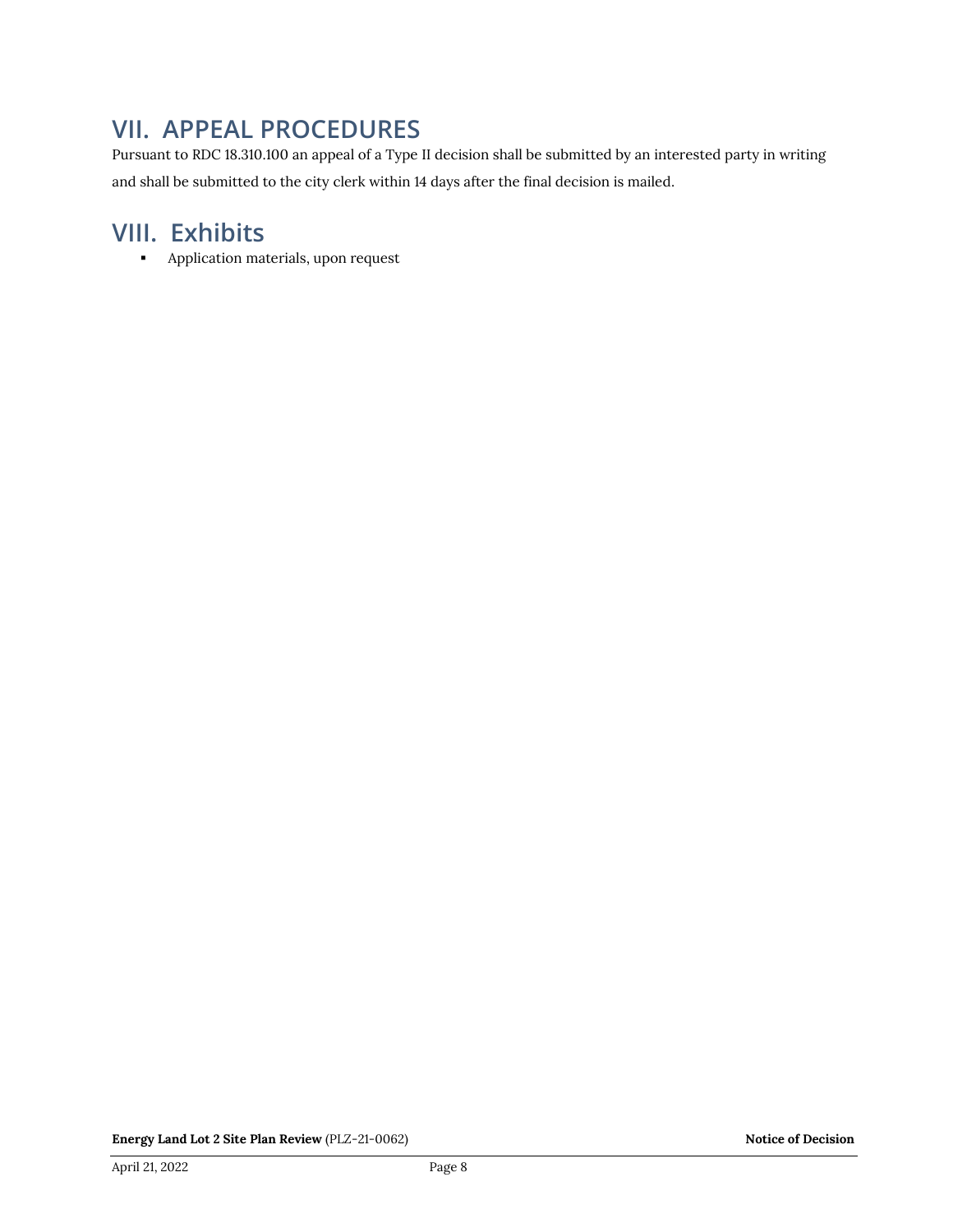## VII. APPEAL PROCEDURES

Pursuant to RDC 18.310.100 an appeal of a Type II decision shall be submitted by an interested party in writing and shall be submitted to the city clerk within 14 days after the final decision is mailed.

## VIII. Exhibits

- Application materials, upon request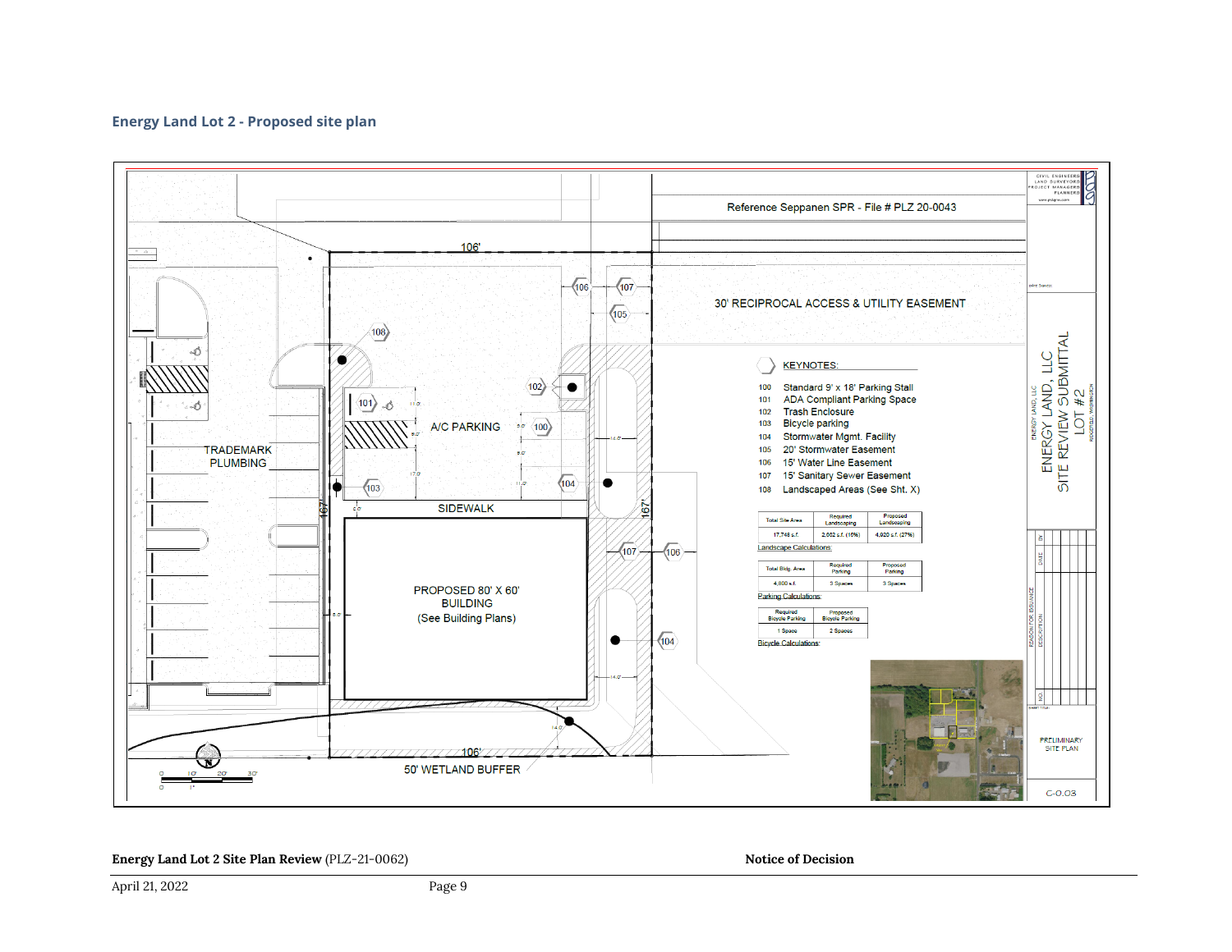## Energy Land Lot 2 - Proposed site plan

Reference Seppanen SPR - File # PLZ 20-0043

30' RECIPROCAL ACCESS & UTILITY EASEMENT

TRADEMARK PLUMBING

A/C PARKING

SIDEWALK

PROPOSED 80' X 60' BUILDING (See Building Plans)

50' WETLAND BUFFER

106'

167'

KEYNOTES:

| | |
|---|---|
| 100 | Standard 9' x 18' Parking Stall |
| 101 | ADA Compliant Parking Space |
| 102 | Trash Enclosure |
| 103 | Bicycle parking |
| 104 | Stormwater Mgmt. Facility |
| 105 | 20' Stormwater Easement |
| 106 | 15' Water Line Easement |
| 107 | 15' Sanitary Sewer Easement |
| 108 | Landscaped Areas (See Sht. X) |

Landscape Calculations:

| Total Site Area | Required Landscaping | Proposed Landscaping |
|---|---|---|
| 17,748 s.f. | 2,662 s.f. (15%) | 4,020 s.f. (27%) |

Parking Calculations:

| Total Bldg. Area | Required Parking | Proposed Parking |
|---|---|---|
| 4,800 s.f. | 3 Spaces | 3 Spaces |

Bicycle Calculations:

| Required Bicycle Parking | Proposed Bicycle Parking |
|---|---|
| 1 Space | 2 Spaces |

ENERGY LAND, LLC
SITE REVIEW SUBMITTAL
LOT #2

PRELIMINARY SITE PLAN

C-0.03

**Energy Land Lot 2 Site Plan Review** (PLZ-21-0062) **Notice of Decision**

April 21, 2022